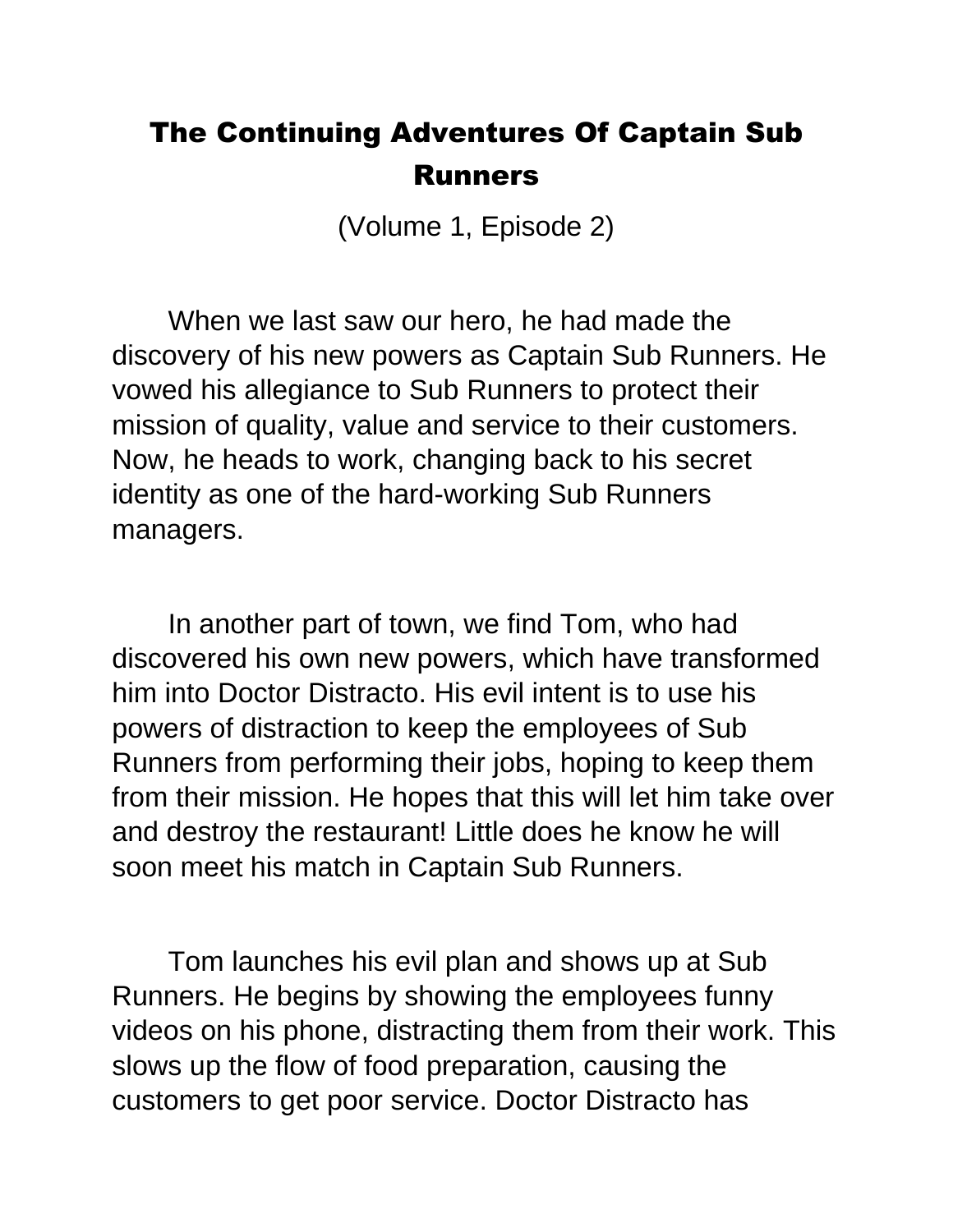# The Continuing Adventures Of Captain Sub Runners

(Volume 1, Episode 2)

When we last saw our hero, he had made the discovery of his new powers as Captain Sub Runners. He vowed his allegiance to Sub Runners to protect their mission of quality, value and service to their customers. Now, he heads to work, changing back to his secret identity as one of the hard-working Sub Runners managers.

In another part of town, we find Tom, who had discovered his own new powers, which have transformed him into Doctor Distracto. His evil intent is to use his powers of distraction to keep the employees of Sub Runners from performing their jobs, hoping to keep them from their mission. He hopes that this will let him take over and destroy the restaurant! Little does he know he will soon meet his match in Captain Sub Runners.

Tom launches his evil plan and shows up at Sub Runners. He begins by showing the employees funny videos on his phone, distracting them from their work. This slows up the flow of food preparation, causing the customers to get poor service. Doctor Distracto has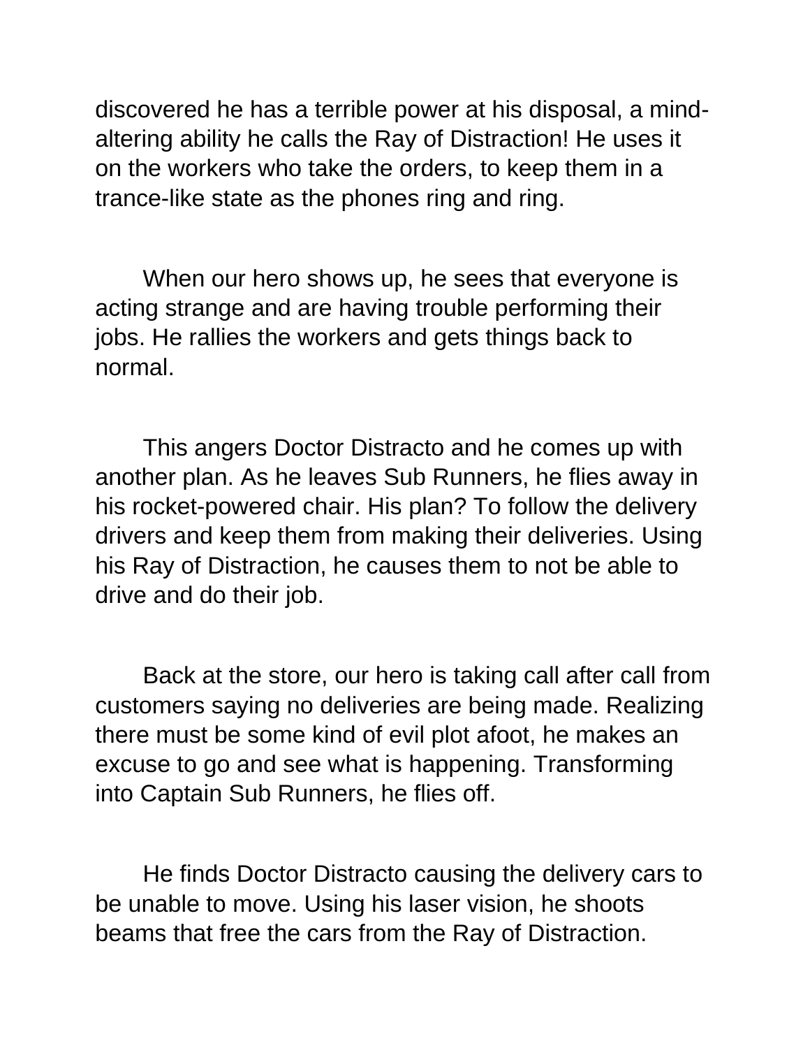discovered he has a terrible power at his disposal, a mind-altering ability he calls the Ray of Distraction! He uses it on the workers who take the orders, to keep them in a trance-like state as the phones ring and ring.

When our hero shows up, he sees that everyone is acting strange and are having trouble performing their jobs. He rallies the workers and gets things back to normal.

This angers Doctor Distracto and he comes up with another plan. As he leaves Sub Runners, he flies away in his rocket-powered chair. His plan? To follow the delivery drivers and keep them from making their deliveries. Using his Ray of Distraction, he causes them to not be able to drive and do their job.

Back at the store, our hero is taking call after call from customers saying no deliveries are being made. Realizing there must be some kind of evil plot afoot, he makes an excuse to go and see what is happening. Transforming into Captain Sub Runners, he flies off.

He finds Doctor Distracto causing the delivery cars to be unable to move. Using his laser vision, he shoots beams that free the cars from the Ray of Distraction.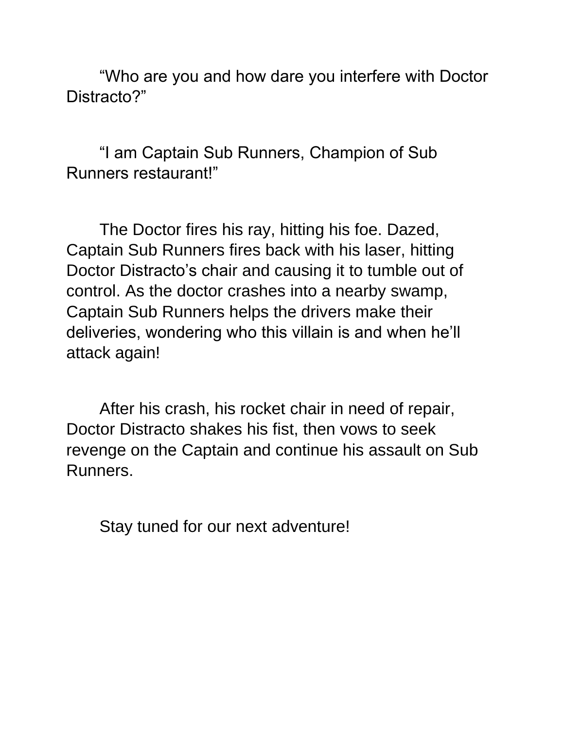"Who are you and how dare you interfere with Doctor Distracto?"

"I am Captain Sub Runners, Champion of Sub Runners restaurant!"

The Doctor fires his ray, hitting his foe. Dazed, Captain Sub Runners fires back with his laser, hitting Doctor Distracto's chair and causing it to tumble out of control. As the doctor crashes into a nearby swamp, Captain Sub Runners helps the drivers make their deliveries, wondering who this villain is and when he'll attack again!

After his crash, his rocket chair in need of repair, Doctor Distracto shakes his fist, then vows to seek revenge on the Captain and continue his assault on Sub Runners.

Stay tuned for our next adventure!